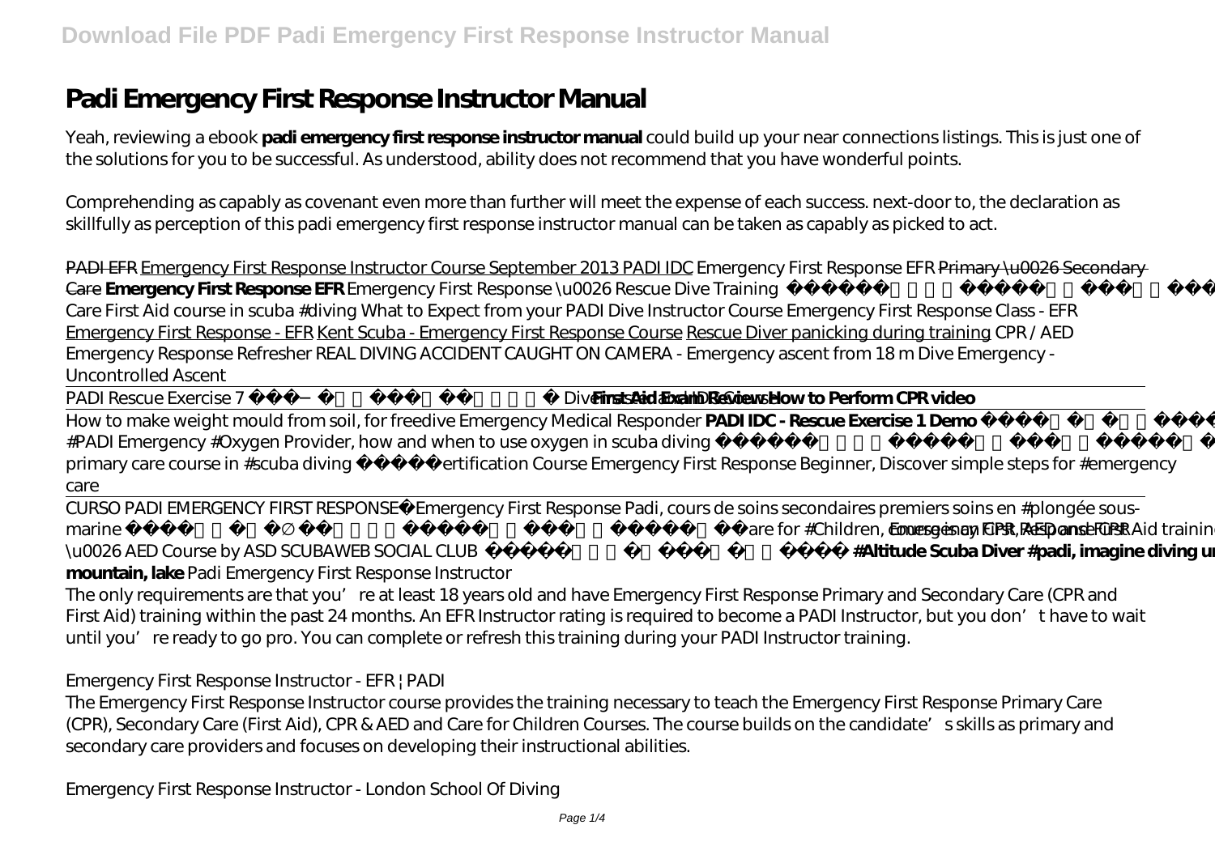# Padi Emergency First Response Instructor Manual

Yeah, reviewing a ebook **padi emergency first response instructor manual** could build up your near connections listings. This is just one of the solutions for you to be successful. As understood, ability does not recommend that you have wonderful points.

Comprehending as capably as covenant even more than further will meet the expense of each success. next-door to, the declaration as skillfully as perception of this padi emergency first response instructor manual can be taken as capably as picked to act.

PADI EFR Emergency First Response Instructor Course September 2013 PADI IDC *Emergency First Response EFR* Primary \u0026 Secondary Care **Emergency First Response EFR** *Emergency First Response \u0026 Rescue Dive Training* Care First Aid course in scuba #diving *What to Expect from your PADI Dive Instructor Course Emergency First Response Class - EFR* Emergency First Response - EFR Kent Scuba - Emergency First Response Course Rescue Diver panicking during training *CPR / AED Emergency Response Refresher REAL DIVING ACCIDENT CAUGHT ON CAMERA - Emergency ascent from 18 m Dive Emergency - Uncontrolled Ascent*

PADI Rescue Exercise 7 Divers and IDC Courses **First Aid Exam Review How to Perform CPR video**

How to make weight mould from soil, for freedive *Emergency Medical Responder* **PADI IDC - Rescue Exercise 1 Demo** #PADI Emergency #Oxygen Provider, how and when to use oxygen in scuba diving primary care course in #scuba diving Certification Course *Emergency First Response Beginner, Discover simple steps for #emergency care*

CURSO PADI EMERGENCY FIRST RESPONSE Emergency First Response Padi, cours de soins secondaires premiers soins en #plongée sous-marine Care for #Children, course in CPR, AED and First Aid training *Emergency First Response CPR \u0026 AED Course by ASD SCUBAWEB SOCIAL CLUB* **#Altitude Scuba Diver #padi, imagine diving un mountain, lake** Padi Emergency First Response Instructor

The only requirements are that you're at least 18 years old and have Emergency First Response Primary and Secondary Care (CPR and First Aid) training within the past 24 months. An EFR Instructor rating is required to become a PADI Instructor, but you don't have to wait until you're ready to go pro. You can complete or refresh this training during your PADI Instructor training.

*Emergency First Response Instructor - EFR | PADI*

The Emergency First Response Instructor course provides the training necessary to teach the Emergency First Response Primary Care (CPR), Secondary Care (First Aid), CPR & AED and Care for Children Courses. The course builds on the candidate's skills as primary and secondary care providers and focuses on developing their instructional abilities.

*Emergency First Response Instructor - London School Of Diving*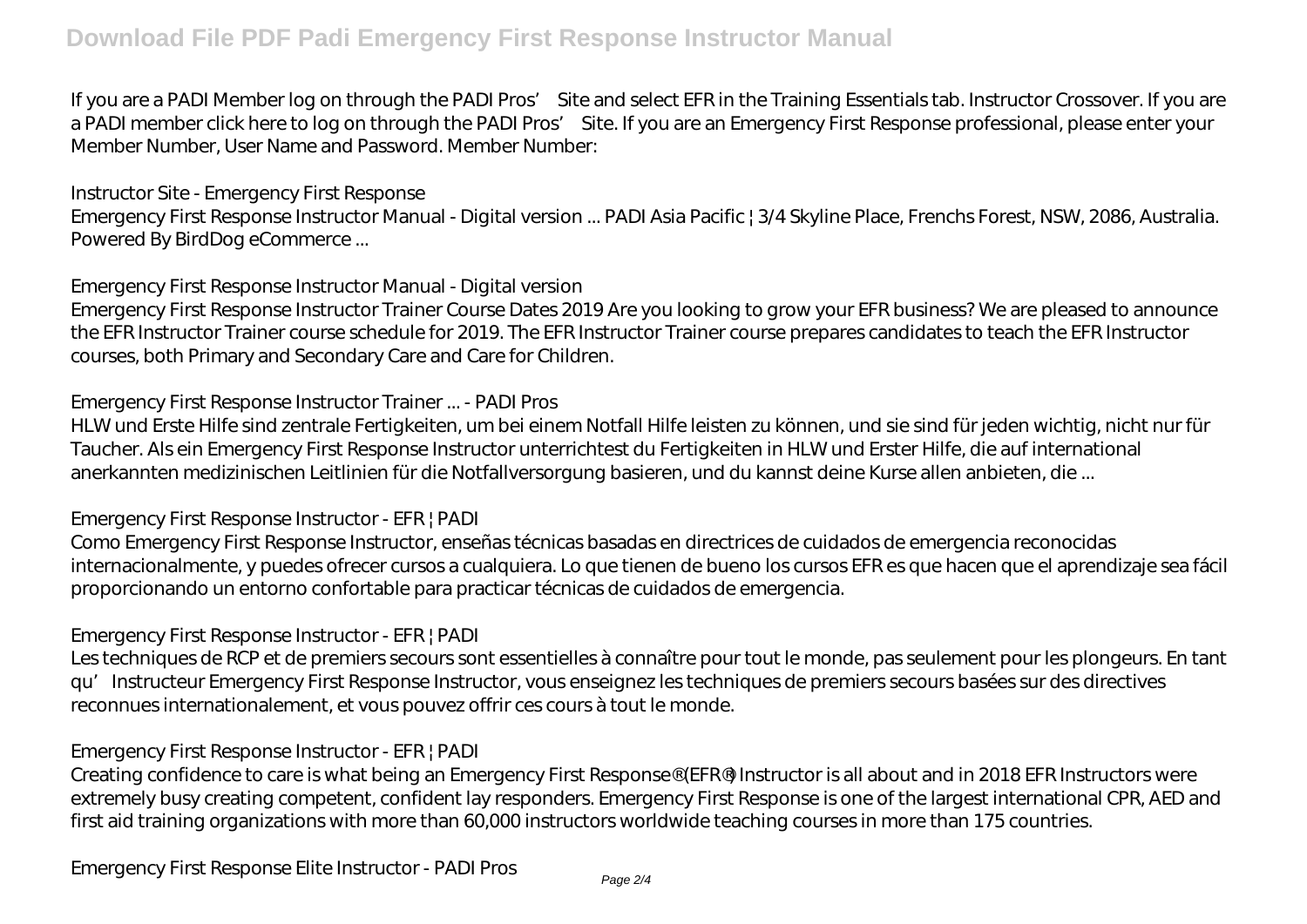If you are a PADI Member log on through the PADI Pros' Site and select EFR in the Training Essentials tab. Instructor Crossover. If you are a PADI member click here to log on through the PADI Pros' Site. If you are an Emergency First Response professional, please enter your Member Number, User Name and Password. Member Number:

*Instructor Site - Emergency First Response*

Emergency First Response Instructor Manual - Digital version ... PADI Asia Pacific | 3/4 Skyline Place, Frenchs Forest, NSW, 2086, Australia. Powered By BirdDog eCommerce ...

*Emergency First Response Instructor Manual - Digital version*

Emergency First Response Instructor Trainer Course Dates 2019 Are you looking to grow your EFR business? We are pleased to announce the EFR Instructor Trainer course schedule for 2019. The EFR Instructor Trainer course prepares candidates to teach the EFR Instructor courses, both Primary and Secondary Care and Care for Children.

*Emergency First Response Instructor Trainer ... - PADI Pros*

HLW und Erste Hilfe sind zentrale Fertigkeiten, um bei einem Notfall Hilfe leisten zu können, und sie sind für jeden wichtig, nicht nur für Taucher. Als ein Emergency First Response Instructor unterrichtest du Fertigkeiten in HLW und Erster Hilfe, die auf international anerkannten medizinischen Leitlinien für die Notfallversorgung basieren, und du kannst deine Kurse allen anbieten, die ...

*Emergency First Response Instructor - EFR | PADI*

Como Emergency First Response Instructor, enseñas técnicas basadas en directrices de cuidados de emergencia reconocidas internacionalmente, y puedes ofrecer cursos a cualquiera. Lo que tienen de bueno los cursos EFR es que hacen que el aprendizaje sea fácil proporcionando un entorno confortable para practicar técnicas de cuidados de emergencia.

*Emergency First Response Instructor - EFR | PADI*

Les techniques de RCP et de premiers secours sont essentielles à connaître pour tout le monde, pas seulement pour les plongeurs. En tant qu'Instructeur Emergency First Response Instructor, vous enseignez les techniques de premiers secours basées sur des directives reconnues internationalement, et vous pouvez offrir ces cours à tout le monde.

*Emergency First Response Instructor - EFR | PADI*

Creating confidence to care is what being an Emergency First Response® (EFR®) Instructor is all about and in 2018 EFR Instructors were extremely busy creating competent, confident lay responders. Emergency First Response is one of the largest international CPR, AED and first aid training organizations with more than 60,000 instructors worldwide teaching courses in more than 175 countries.

*Emergency First Response Elite Instructor - PADI Pros*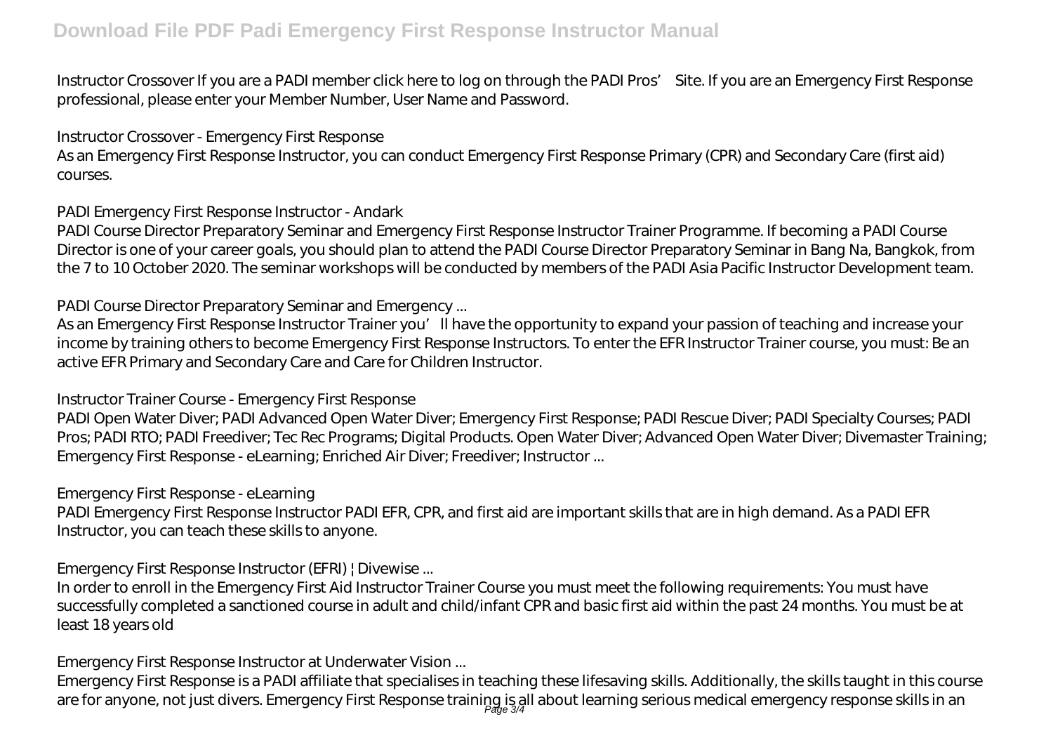Instructor Crossover If you are a PADI member click here to log on through the PADI Pros' Site. If you are an Emergency First Response professional, please enter your Member Number, User Name and Password.

*Instructor Crossover - Emergency First Response*

As an Emergency First Response Instructor, you can conduct Emergency First Response Primary (CPR) and Secondary Care (first aid) courses.

*PADI Emergency First Response Instructor - Andark*

PADI Course Director Preparatory Seminar and Emergency First Response Instructor Trainer Programme. If becoming a PADI Course Director is one of your career goals, you should plan to attend the PADI Course Director Preparatory Seminar in Bang Na, Bangkok, from the 7 to 10 October 2020. The seminar workshops will be conducted by members of the PADI Asia Pacific Instructor Development team.

*PADI Course Director Preparatory Seminar and Emergency ...*

As an Emergency First Response Instructor Trainer you'll have the opportunity to expand your passion of teaching and increase your income by training others to become Emergency First Response Instructors. To enter the EFR Instructor Trainer course, you must: Be an active EFR Primary and Secondary Care and Care for Children Instructor.

*Instructor Trainer Course - Emergency First Response*

PADI Open Water Diver; PADI Advanced Open Water Diver; Emergency First Response; PADI Rescue Diver; PADI Specialty Courses; PADI Pros; PADI RTO; PADI Freediver; Tec Rec Programs; Digital Products. Open Water Diver; Advanced Open Water Diver; Divemaster Training; Emergency First Response - eLearning; Enriched Air Diver; Freediver; Instructor ...

*Emergency First Response - eLearning*

PADI Emergency First Response Instructor PADI EFR, CPR, and first aid are important skills that are in high demand. As a PADI EFR Instructor, you can teach these skills to anyone.

*Emergency First Response Instructor (EFRI) | Divewise ...*

In order to enroll in the Emergency First Aid Instructor Trainer Course you must meet the following requirements: You must have successfully completed a sanctioned course in adult and child/infant CPR and basic first aid within the past 24 months. You must be at least 18 years old

*Emergency First Response Instructor at Underwater Vision ...*

Emergency First Response is a PADI affiliate that specialises in teaching these lifesaving skills. Additionally, the skills taught in this course are for anyone, not just divers. Emergency First Response training is all about learning serious medical emergency response skills in an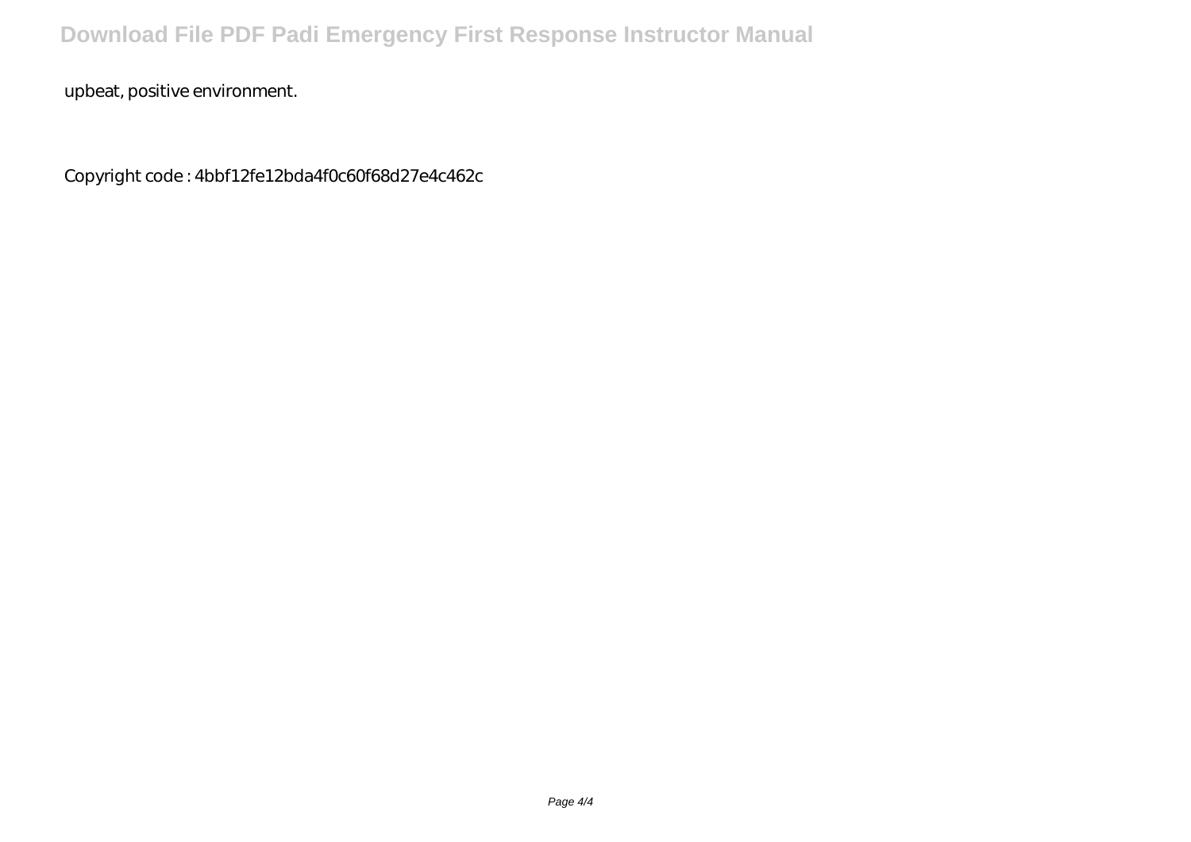upbeat, positive environment.

Copyright code : 4bbf12fe12bda4f0c60f68d27e4c462c